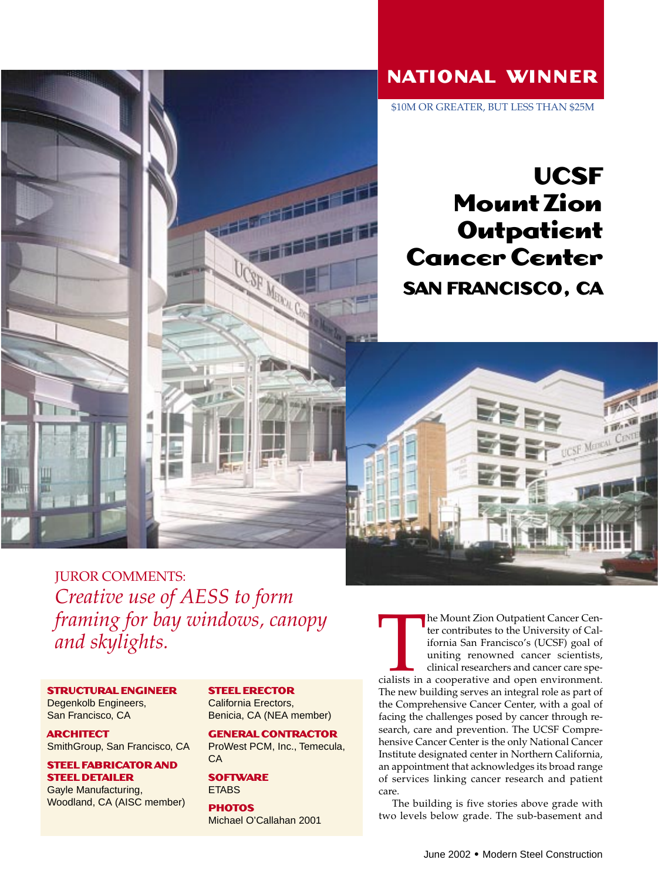# NATIONAL WINNER

$10M OR GREATER, BUT LESS THAN $25M

# UCSF Mount Zion Outpatient Cancer Center

## SAN FRANCISCO, CA

JUROR COMMENTS:

*Creative use of AESS to form framing for bay windows, canopy and skylights.*

**STRUCTURAL ENGINEER**
Degenkolb Engineers, San Francisco, CA

**ARCHITECT**
SmithGroup, San Francisco, CA

**STEEL FABRICATOR AND STEEL DETAILER**
Gayle Manufacturing, Woodland, CA (AISC member)

**STEEL ERECTOR**
California Erectors, Benicia, CA (NEA member)

**GENERAL CONTRACTOR**
ProWest PCM, Inc., Temecula, CA

**SOFTWARE**
ETABS

**PHOTOS**
Michael O'Callahan 2001

The Mount Zion Outpatient Cancer Center contributes to the University of California San Francisco's (UCSF) goal of uniting renowned cancer scientists, clinical researchers and cancer care specialists in a cooperative and open environment. The new building serves an integral role as part of the Comprehensive Cancer Center, with a goal of facing the challenges posed by cancer through research, care and prevention. The UCSF Comprehensive Cancer Center is the only National Cancer Institute designated center in Northern California, an appointment that acknowledges its broad range of services linking cancer research and patient care.

The building is five stories above grade with two levels below grade. The sub-basement and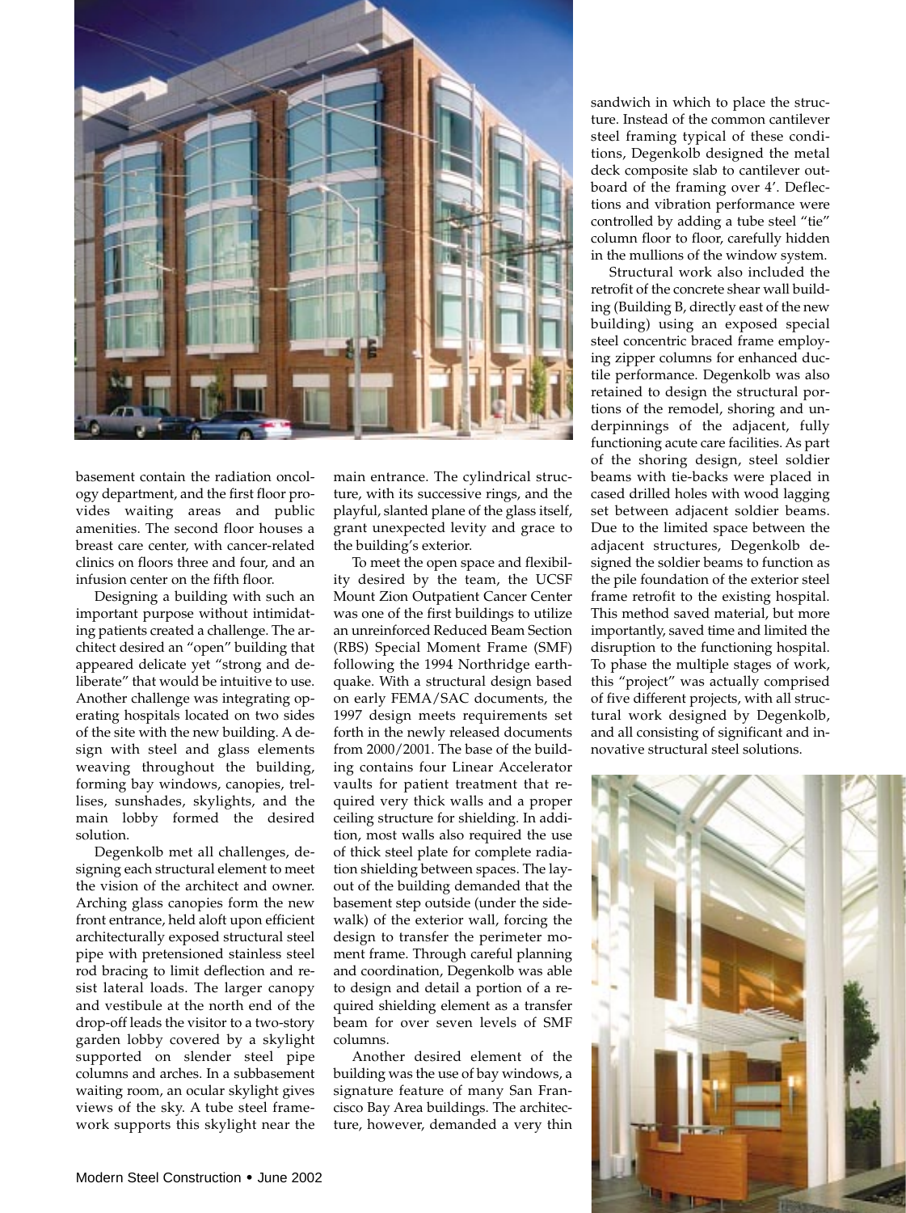basement contain the radiation oncology department, and the first floor provides waiting areas and public amenities. The second floor houses a breast care center, with cancer-related clinics on floors three and four, and an infusion center on the fifth floor.

Designing a building with such an important purpose without intimidating patients created a challenge. The architect desired an "open" building that appeared delicate yet "strong and deliberate" that would be intuitive to use. Another challenge was integrating operating hospitals located on two sides of the site with the new building. A design with steel and glass elements weaving throughout the building, forming bay windows, canopies, trellises, sunshades, skylights, and the main lobby formed the desired solution.

Degenkolb met all challenges, designing each structural element to meet the vision of the architect and owner. Arching glass canopies form the new front entrance, held aloft upon efficient architecturally exposed structural steel pipe with pretensioned stainless steel rod bracing to limit deflection and resist lateral loads. The larger canopy and vestibule at the north end of the drop-off leads the visitor to a two-story garden lobby covered by a skylight supported on slender steel pipe columns and arches. In a subbasement waiting room, an ocular skylight gives views of the sky. A tube steel framework supports this skylight near the main entrance. The cylindrical structure, with its successive rings, and the playful, slanted plane of the glass itself, grant unexpected levity and grace to the building's exterior.

To meet the open space and flexibility desired by the team, the UCSF Mount Zion Outpatient Cancer Center was one of the first buildings to utilize an unreinforced Reduced Beam Section (RBS) Special Moment Frame (SMF) following the 1994 Northridge earthquake. With a structural design based on early FEMA/SAC documents, the 1997 design meets requirements set forth in the newly released documents from 2000/2001. The base of the building contains four Linear Accelerator vaults for patient treatment that required very thick walls and a proper ceiling structure for shielding. In addition, most walls also required the use of thick steel plate for complete radiation shielding between spaces. The layout of the building demanded that the basement step outside (under the sidewalk) of the exterior wall, forcing the design to transfer the perimeter moment frame. Through careful planning and coordination, Degenkolb was able to design and detail a portion of a required shielding element as a transfer beam for over seven levels of SMF columns.

Another desired element of the building was the use of bay windows, a signature feature of many San Francisco Bay Area buildings. The architecture, however, demanded a very thin sandwich in which to place the structure. Instead of the common cantilever steel framing typical of these conditions, Degenkolb designed the metal deck composite slab to cantilever outboard of the framing over 4'. Deflections and vibration performance were controlled by adding a tube steel "tie" column floor to floor, carefully hidden in the mullions of the window system.

Structural work also included the retrofit of the concrete shear wall building (Building B, directly east of the new building) using an exposed special steel concentric braced frame employing zipper columns for enhanced ductile performance. Degenkolb was also retained to design the structural portions of the remodel, shoring and underpinnings of the adjacent, fully functioning acute care facilities. As part of the shoring design, steel soldier beams with tie-backs were placed in cased drilled holes with wood lagging set between adjacent soldier beams. Due to the limited space between the adjacent structures, Degenkolb designed the soldier beams to function as the pile foundation of the exterior steel frame retrofit to the existing hospital. This method saved material, but more importantly, saved time and limited the disruption to the functioning hospital. To phase the multiple stages of work, this "project" was actually comprised of five different projects, with all structural work designed by Degenkolb, and all consisting of significant and innovative structural steel solutions.